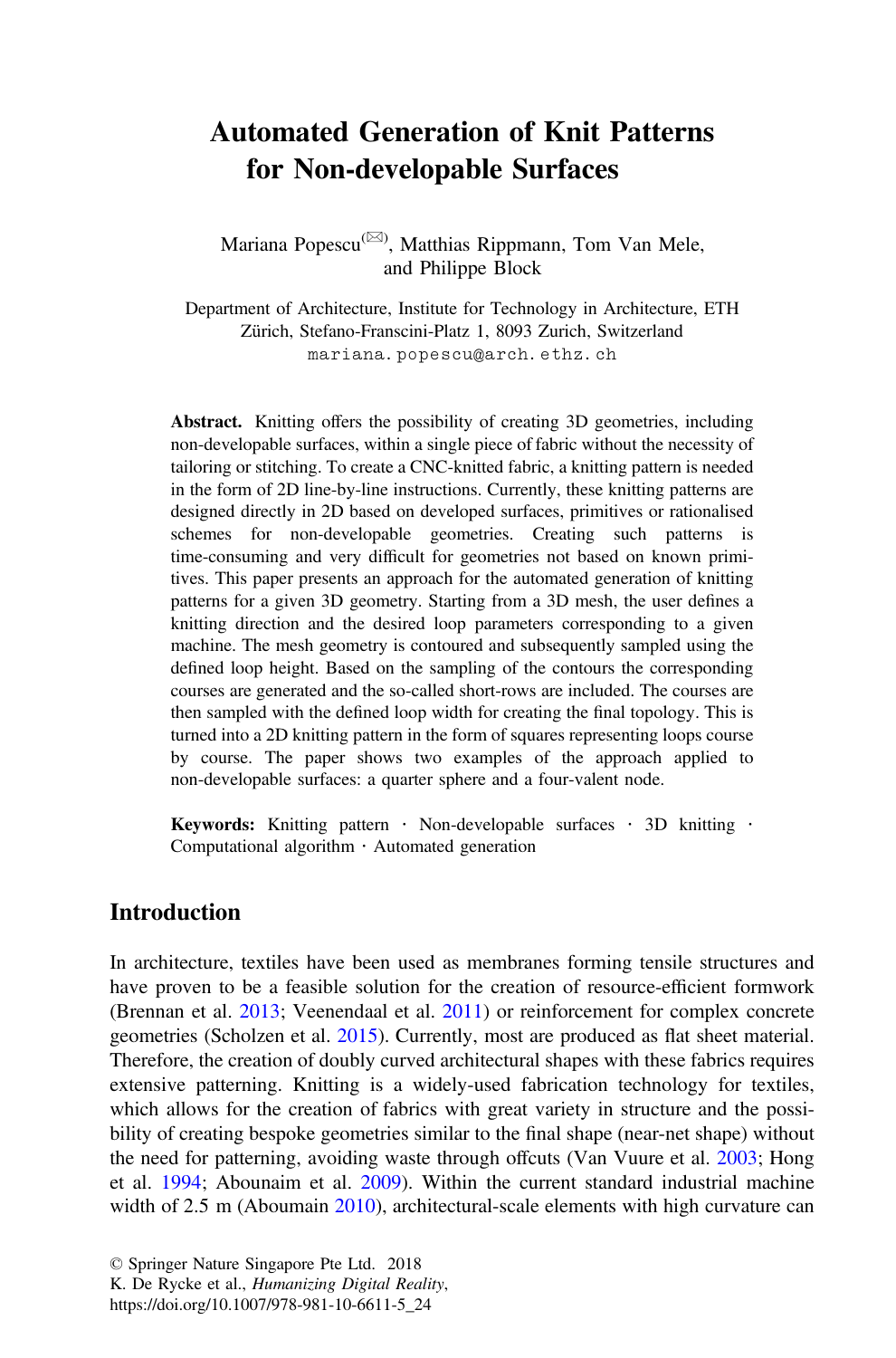# Automated Generation of Knit Patterns for Non-developable Surfaces

Mariana Popescu[(✉)], Matthias Rippmann, Tom Van Mele, and Philippe Block

Department of Architecture, Institute for Technology in Architecture, ETH Zürich, Stefano-Franscini-Platz 1, 8093 Zurich, Switzerland
mariana.popescu@arch.ethz.ch

**Abstract.** Knitting offers the possibility of creating 3D geometries, including non-developable surfaces, within a single piece of fabric without the necessity of tailoring or stitching. To create a CNC-knitted fabric, a knitting pattern is needed in the form of 2D line-by-line instructions. Currently, these knitting patterns are designed directly in 2D based on developed surfaces, primitives or rationalised schemes for non-developable geometries. Creating such patterns is time-consuming and very difficult for geometries not based on known primitives. This paper presents an approach for the automated generation of knitting patterns for a given 3D geometry. Starting from a 3D mesh, the user defines a knitting direction and the desired loop parameters corresponding to a given machine. The mesh geometry is contoured and subsequently sampled using the defined loop height. Based on the sampling of the contours the corresponding courses are generated and the so-called short-rows are included. The courses are then sampled with the defined loop width for creating the final topology. This is turned into a 2D knitting pattern in the form of squares representing loops course by course. The paper shows two examples of the approach applied to non-developable surfaces: a quarter sphere and a four-valent node.

**Keywords:** Knitting pattern · Non-developable surfaces · 3D knitting · Computational algorithm · Automated generation

## Introduction

In architecture, textiles have been used as membranes forming tensile structures and have proven to be a feasible solution for the creation of resource-efficient formwork (Brennan et al. 2013; Veenendaal et al. 2011) or reinforcement for complex concrete geometries (Scholzen et al. 2015). Currently, most are produced as flat sheet material. Therefore, the creation of doubly curved architectural shapes with these fabrics requires extensive patterning. Knitting is a widely-used fabrication technology for textiles, which allows for the creation of fabrics with great variety in structure and the possibility of creating bespoke geometries similar to the final shape (near-net shape) without the need for patterning, avoiding waste through offcuts (Van Vuure et al. 2003; Hong et al. 1994; Abounaim et al. 2009). Within the current standard industrial machine width of 2.5 m (Aboumain 2010), architectural-scale elements with high curvature can

© Springer Nature Singapore Pte Ltd. 2018
K. De Rycke et al., *Humanizing Digital Reality*,
https://doi.org/10.1007/978-981-10-6611-5_24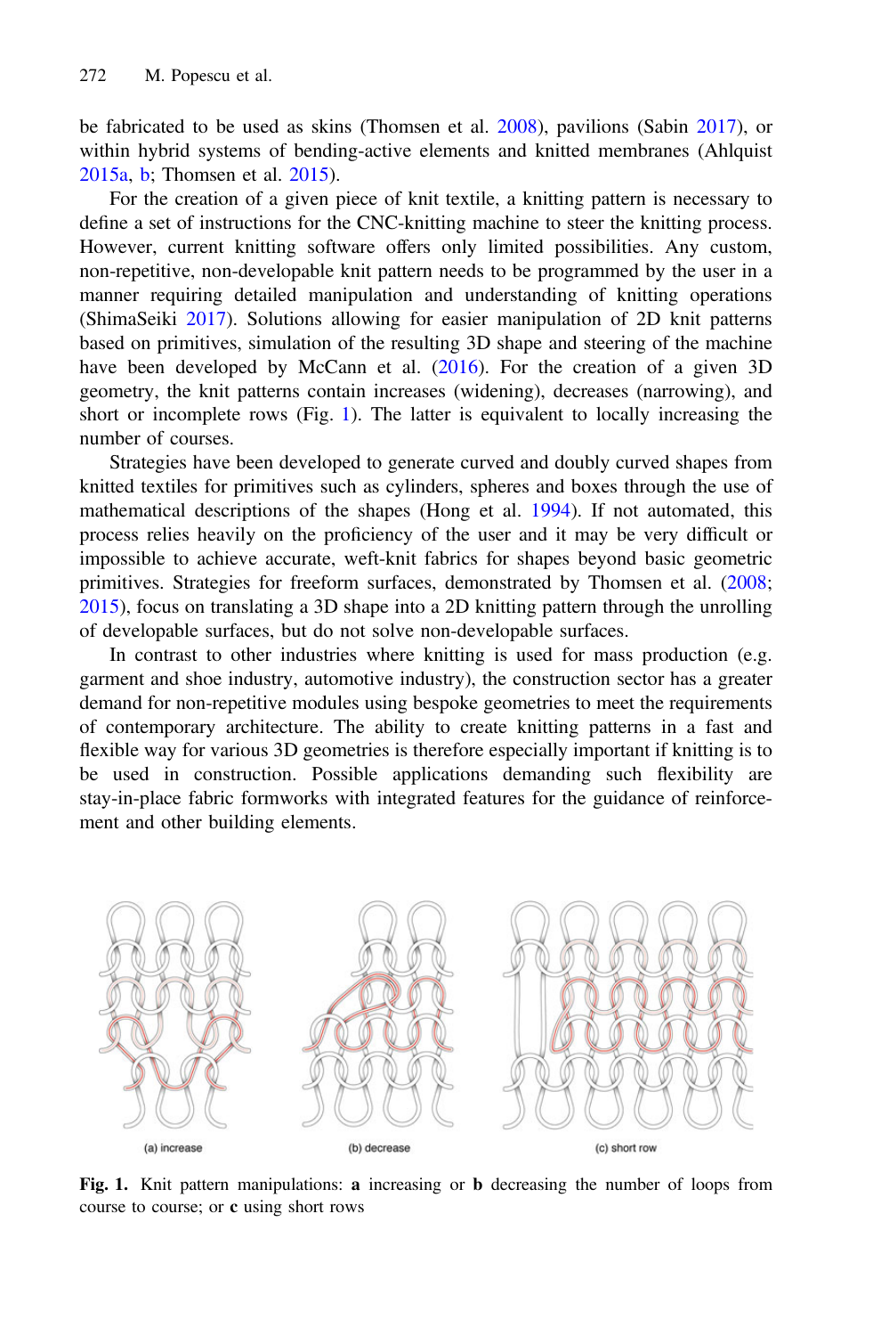be fabricated to be used as skins (Thomsen et al. 2008), pavilions (Sabin 2017), or within hybrid systems of bending-active elements and knitted membranes (Ahlquist 2015a, b; Thomsen et al. 2015).

For the creation of a given piece of knit textile, a knitting pattern is necessary to define a set of instructions for the CNC-knitting machine to steer the knitting process. However, current knitting software offers only limited possibilities. Any custom, non-repetitive, non-developable knit pattern needs to be programmed by the user in a manner requiring detailed manipulation and understanding of knitting operations (ShimaSeiki 2017). Solutions allowing for easier manipulation of 2D knit patterns based on primitives, simulation of the resulting 3D shape and steering of the machine have been developed by McCann et al. (2016). For the creation of a given 3D geometry, the knit patterns contain increases (widening), decreases (narrowing), and short or incomplete rows (Fig. 1). The latter is equivalent to locally increasing the number of courses.

Strategies have been developed to generate curved and doubly curved shapes from knitted textiles for primitives such as cylinders, spheres and boxes through the use of mathematical descriptions of the shapes (Hong et al. 1994). If not automated, this process relies heavily on the proficiency of the user and it may be very difficult or impossible to achieve accurate, weft-knit fabrics for shapes beyond basic geometric primitives. Strategies for freeform surfaces, demonstrated by Thomsen et al. (2008; 2015), focus on translating a 3D shape into a 2D knitting pattern through the unrolling of developable surfaces, but do not solve non-developable surfaces.

In contrast to other industries where knitting is used for mass production (e.g. garment and shoe industry, automotive industry), the construction sector has a greater demand for non-repetitive modules using bespoke geometries to meet the requirements of contemporary architecture. The ability to create knitting patterns in a fast and flexible way for various 3D geometries is therefore especially important if knitting is to be used in construction. Possible applications demanding such flexibility are stay-in-place fabric formworks with integrated features for the guidance of reinforcement and other building elements.

(a) increase (b) decrease (c) short row

**Fig. 1.** Knit pattern manipulations: **a** increasing or **b** decreasing the number of loops from course to course; or **c** using short rows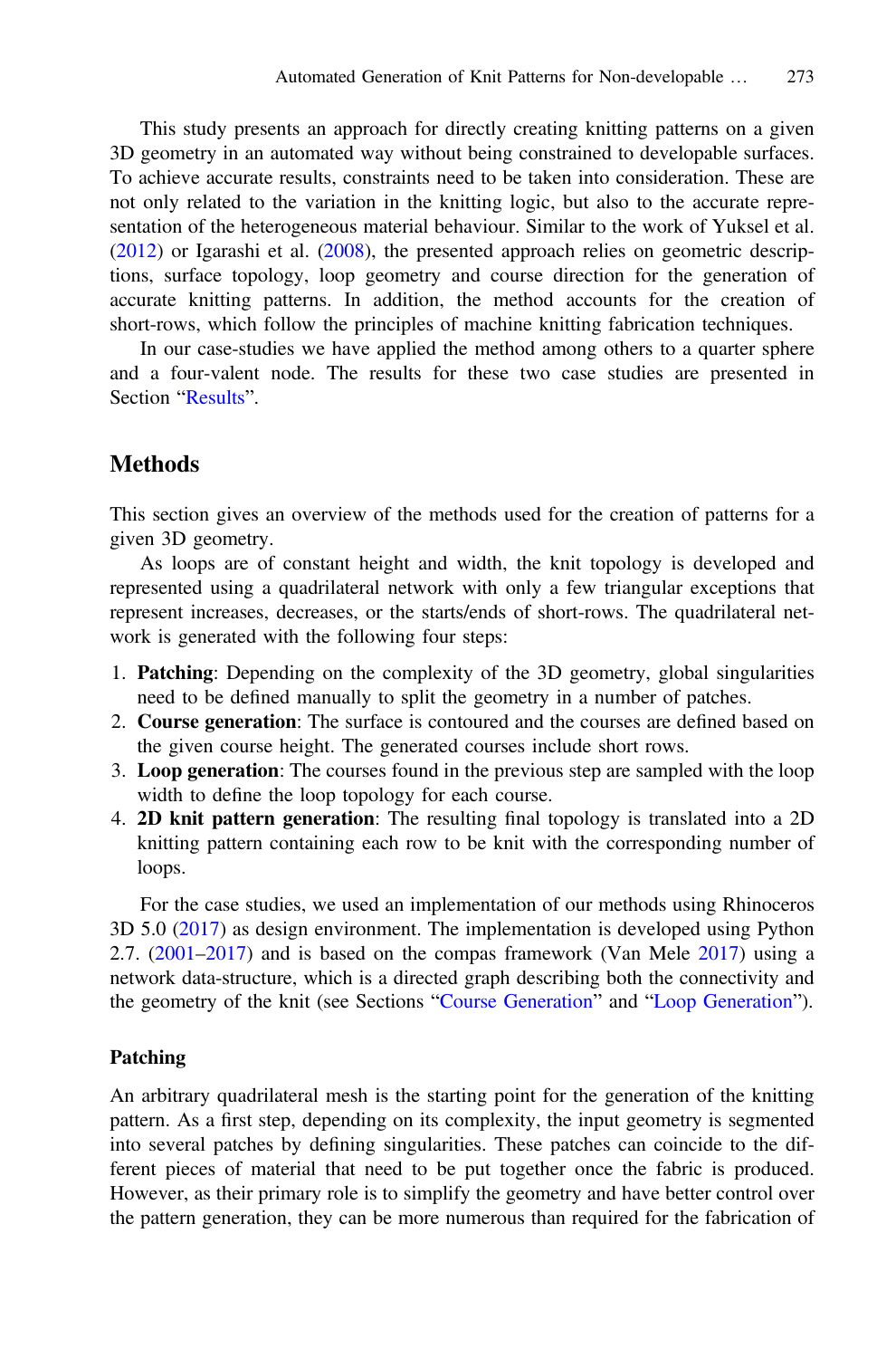This study presents an approach for directly creating knitting patterns on a given 3D geometry in an automated way without being constrained to developable surfaces. To achieve accurate results, constraints need to be taken into consideration. These are not only related to the variation in the knitting logic, but also to the accurate representation of the heterogeneous material behaviour. Similar to the work of Yuksel et al. (2012) or Igarashi et al. (2008), the presented approach relies on geometric descriptions, surface topology, loop geometry and course direction for the generation of accurate knitting patterns. In addition, the method accounts for the creation of short-rows, which follow the principles of machine knitting fabrication techniques.

In our case-studies we have applied the method among others to a quarter sphere and a four-valent node. The results for these two case studies are presented in Section "Results".

## Methods

This section gives an overview of the methods used for the creation of patterns for a given 3D geometry.

As loops are of constant height and width, the knit topology is developed and represented using a quadrilateral network with only a few triangular exceptions that represent increases, decreases, or the starts/ends of short-rows. The quadrilateral network is generated with the following four steps:

1. **Patching**: Depending on the complexity of the 3D geometry, global singularities need to be defined manually to split the geometry in a number of patches.
2. **Course generation**: The surface is contoured and the courses are defined based on the given course height. The generated courses include short rows.
3. **Loop generation**: The courses found in the previous step are sampled with the loop width to define the loop topology for each course.
4. **2D knit pattern generation**: The resulting final topology is translated into a 2D knitting pattern containing each row to be knit with the corresponding number of loops.

For the case studies, we used an implementation of our methods using Rhinoceros 3D 5.0 (2017) as design environment. The implementation is developed using Python 2.7. (2001–2017) and is based on the compas framework (Van Mele 2017) using a network data-structure, which is a directed graph describing both the connectivity and the geometry of the knit (see Sections "Course Generation" and "Loop Generation").

### Patching

An arbitrary quadrilateral mesh is the starting point for the generation of the knitting pattern. As a first step, depending on its complexity, the input geometry is segmented into several patches by defining singularities. These patches can coincide to the different pieces of material that need to be put together once the fabric is produced. However, as their primary role is to simplify the geometry and have better control over the pattern generation, they can be more numerous than required for the fabrication of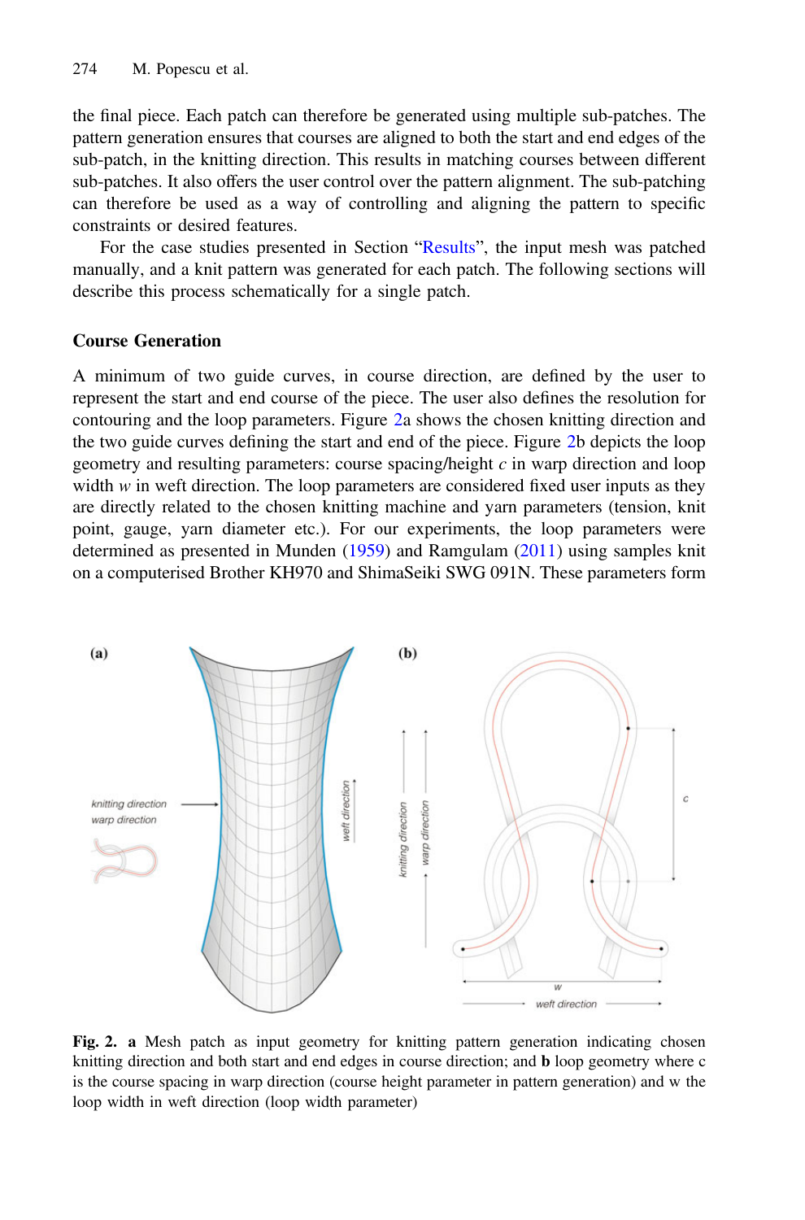the final piece. Each patch can therefore be generated using multiple sub-patches. The pattern generation ensures that courses are aligned to both the start and end edges of the sub-patch, in the knitting direction. This results in matching courses between different sub-patches. It also offers the user control over the pattern alignment. The sub-patching can therefore be used as a way of controlling and aligning the pattern to specific constraints or desired features.

For the case studies presented in Section "Results", the input mesh was patched manually, and a knit pattern was generated for each patch. The following sections will describe this process schematically for a single patch.

### Course Generation

A minimum of two guide curves, in course direction, are defined by the user to represent the start and end course of the piece. The user also defines the resolution for contouring and the loop parameters. Figure 2a shows the chosen knitting direction and the two guide curves defining the start and end of the piece. Figure 2b depicts the loop geometry and resulting parameters: course spacing/height $c$ in warp direction and loop width $w$ in weft direction. The loop parameters are considered fixed user inputs as they are directly related to the chosen knitting machine and yarn parameters (tension, knit point, gauge, yarn diameter etc.). For our experiments, the loop parameters were determined as presented in Munden (1959) and Ramgulam (2011) using samples knit on a computerised Brother KH970 and ShimaSeiki SWG 091N. These parameters form

(a)

knitting direction
warp direction

weft direction

(b)

knitting direction

warp direction

c

w

weft direction

**Fig. 2.** **a** Mesh patch as input geometry for knitting pattern generation indicating chosen knitting direction and both start and end edges in course direction; and **b** loop geometry where c is the course spacing in warp direction (course height parameter in pattern generation) and w the loop width in weft direction (loop width parameter)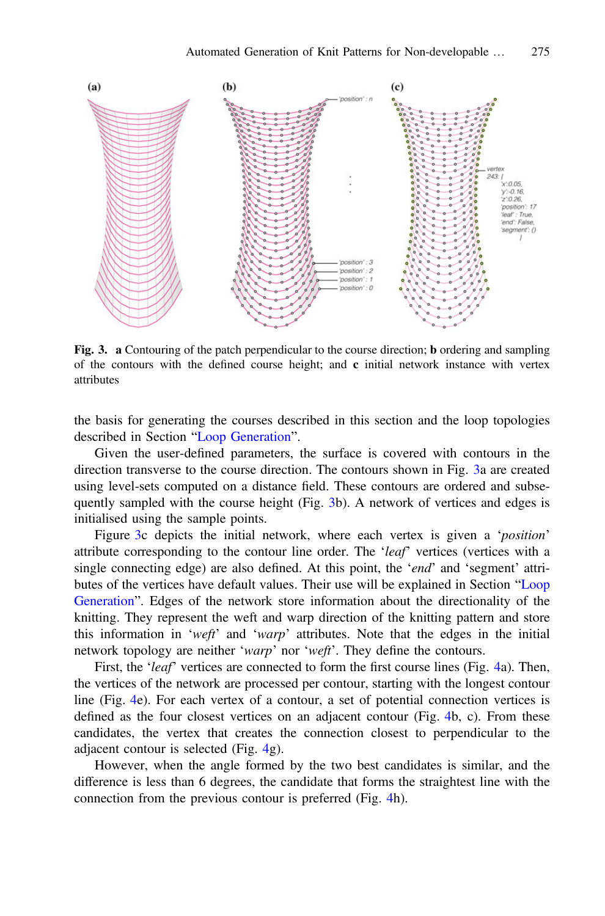**Fig. 3.** **a** Contouring of the patch perpendicular to the course direction; **b** ordering and sampling of the contours with the defined course height; and **c** initial network instance with vertex attributes

the basis for generating the courses described in this section and the loop topologies described in Section "Loop Generation".

Given the user-defined parameters, the surface is covered with contours in the direction transverse to the course direction. The contours shown in Fig. 3a are created using level-sets computed on a distance field. These contours are ordered and subsequently sampled with the course height (Fig. 3b). A network of vertices and edges is initialised using the sample points.

Figure 3c depicts the initial network, where each vertex is given a '*position*' attribute corresponding to the contour line order. The '*leaf*' vertices (vertices with a single connecting edge) are also defined. At this point, the '*end*' and 'segment' attributes of the vertices have default values. Their use will be explained in Section "Loop Generation". Edges of the network store information about the directionality of the knitting. They represent the weft and warp direction of the knitting pattern and store this information in '*weft*' and '*warp*' attributes. Note that the edges in the initial network topology are neither '*warp*' nor '*weft*'. They define the contours.

First, the '*leaf*' vertices are connected to form the first course lines (Fig. 4a). Then, the vertices of the network are processed per contour, starting with the longest contour line (Fig. 4e). For each vertex of a contour, a set of potential connection vertices is defined as the four closest vertices on an adjacent contour (Fig. 4b, c). From these candidates, the vertex that creates the connection closest to perpendicular to the adjacent contour is selected (Fig. 4g).

However, when the angle formed by the two best candidates is similar, and the difference is less than 6 degrees, the candidate that forms the straightest line with the connection from the previous contour is preferred (Fig. 4h).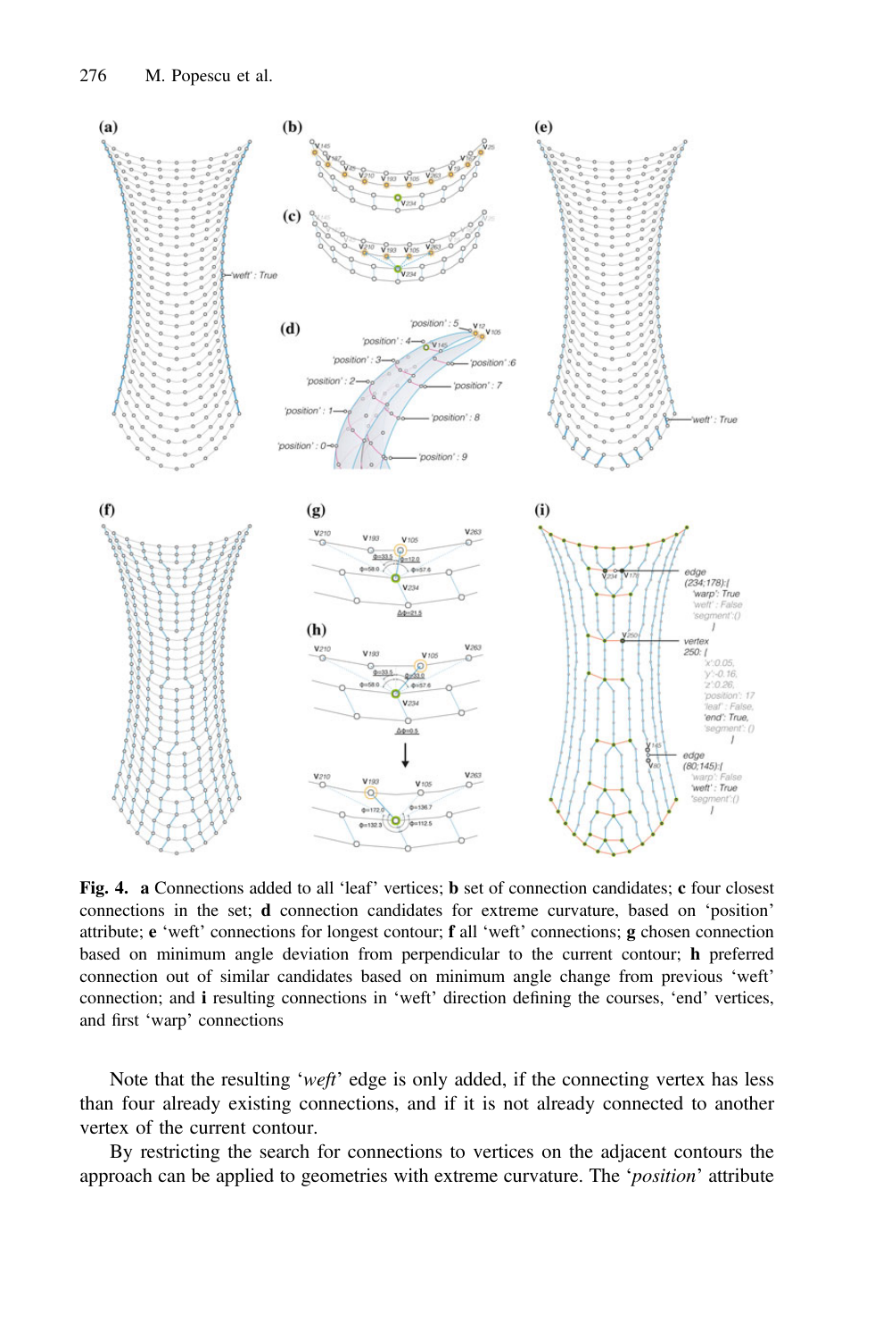**Fig. 4.** **a** Connections added to all 'leaf' vertices; **b** set of connection candidates; **c** four closest connections in the set; **d** connection candidates for extreme curvature, based on 'position' attribute; **e** 'weft' connections for longest contour; **f** all 'weft' connections; **g** chosen connection based on minimum angle deviation from perpendicular to the current contour; **h** preferred connection out of similar candidates based on minimum angle change from previous 'weft' connection; and **i** resulting connections in 'weft' direction defining the courses, 'end' vertices, and first 'warp' connections

Note that the resulting '*weft*' edge is only added, if the connecting vertex has less than four already existing connections, and if it is not already connected to another vertex of the current contour.

By restricting the search for connections to vertices on the adjacent contours the approach can be applied to geometries with extreme curvature. The '*position*' attribute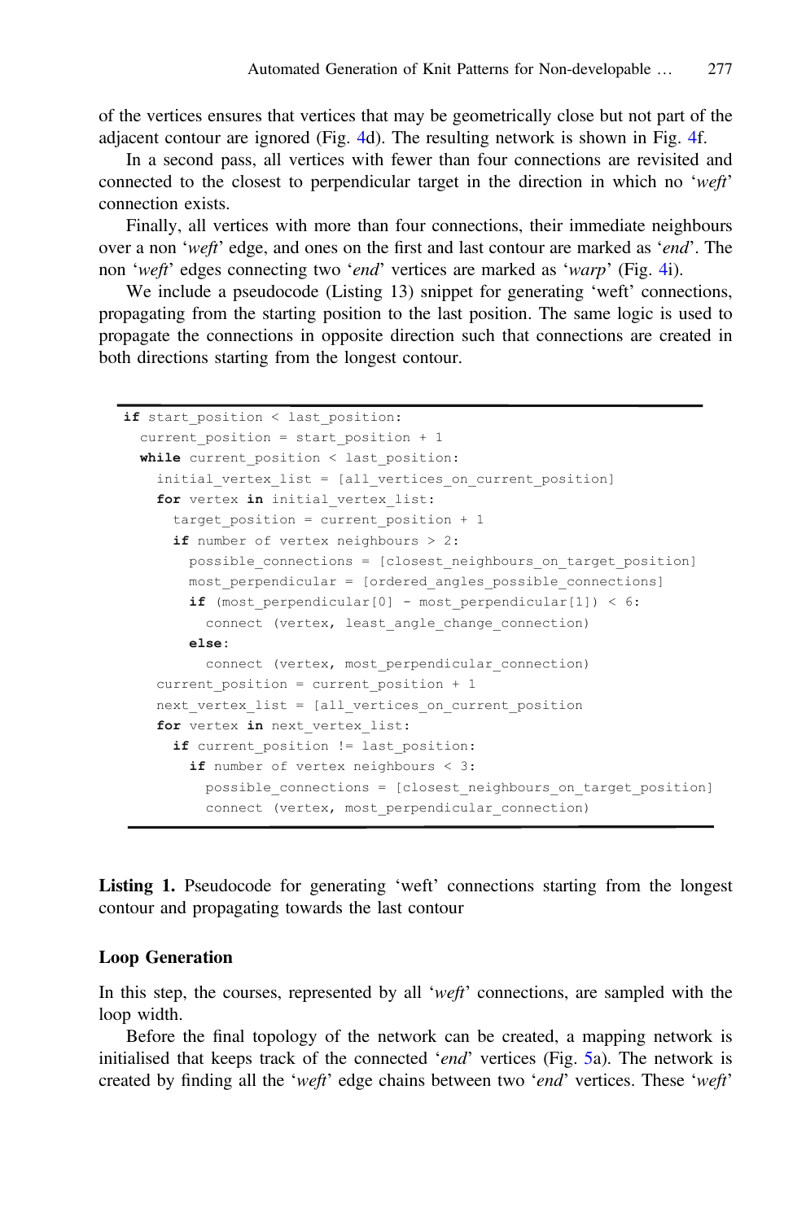of the vertices ensures that vertices that may be geometrically close but not part of the adjacent contour are ignored (Fig. 4d). The resulting network is shown in Fig. 4f.

In a second pass, all vertices with fewer than four connections are revisited and connected to the closest to perpendicular target in the direction in which no '*weft*' connection exists.

Finally, all vertices with more than four connections, their immediate neighbours over a non '*weft*' edge, and ones on the first and last contour are marked as '*end*'. The non '*weft*' edges connecting two '*end*' vertices are marked as '*warp*' (Fig. 4i).

We include a pseudocode (Listing 13) snippet for generating 'weft' connections, propagating from the starting position to the last position. The same logic is used to propagate the connections in opposite direction such that connections are created in both directions starting from the longest contour.

```
if start_position < last_position:
  current_position = start_position + 1
  while current_position < last_position:
    initial_vertex_list = [all_vertices_on_current_position]
    for vertex in initial_vertex_list:
      target_position = current_position + 1
      if number of vertex neighbours > 2:
        possible_connections = [closest_neighbours_on_target_position]
        most_perpendicular = [ordered_angles_possible_connections]
        if (most_perpendicular[0] - most_perpendicular[1]) < 6:
          connect (vertex, least_angle_change_connection)
        else:
          connect (vertex, most_perpendicular_connection)
    current_position = current_position + 1
    next_vertex_list = [all_vertices_on_current_position
    for vertex in next_vertex_list:
      if current_position != last_position:
        if number of vertex neighbours < 3:
          possible_connections = [closest_neighbours_on_target_position]
          connect (vertex, most_perpendicular_connection)
```

**Listing 1.** Pseudocode for generating 'weft' connections starting from the longest contour and propagating towards the last contour

**Loop Generation**

In this step, the courses, represented by all '*weft*' connections, are sampled with the loop width.

Before the final topology of the network can be created, a mapping network is initialised that keeps track of the connected '*end*' vertices (Fig. 5a). The network is created by finding all the '*weft*' edge chains between two '*end*' vertices. These '*weft*'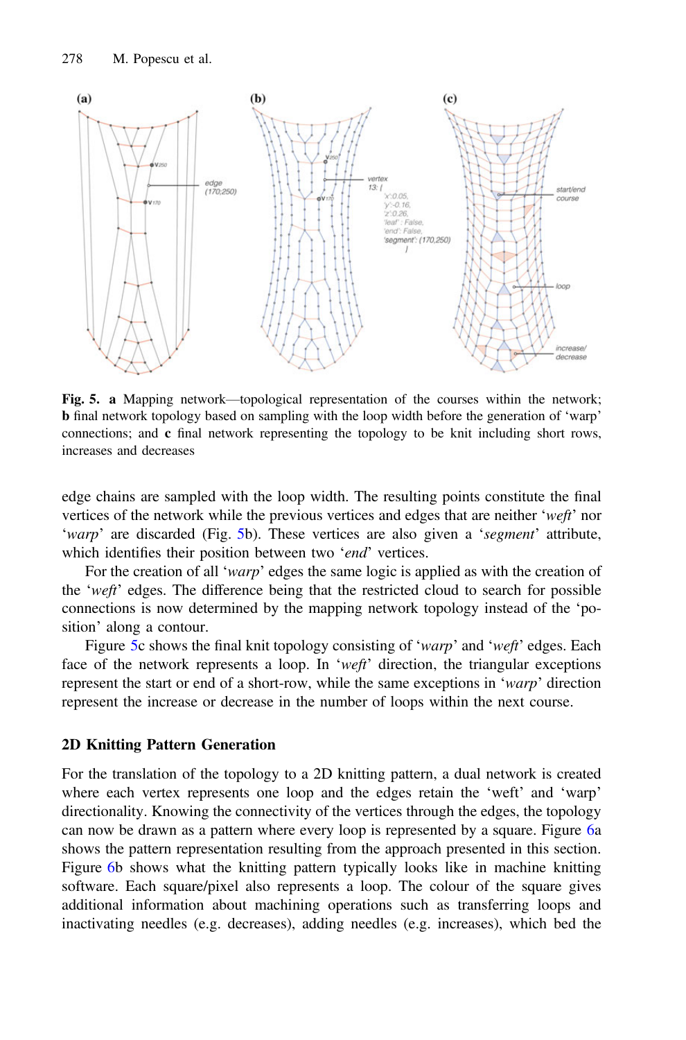**Fig. 5. a** Mapping network—topological representation of the courses within the network; **b** final network topology based on sampling with the loop width before the generation of 'warp' connections; and **c** final network representing the topology to be knit including short rows, increases and decreases

edge chains are sampled with the loop width. The resulting points constitute the final vertices of the network while the previous vertices and edges that are neither '*weft*' nor '*warp*' are discarded (Fig. 5b). These vertices are also given a '*segment*' attribute, which identifies their position between two '*end*' vertices.

For the creation of all '*warp*' edges the same logic is applied as with the creation of the '*weft*' edges. The difference being that the restricted cloud to search for possible connections is now determined by the mapping network topology instead of the 'position' along a contour.

Figure 5c shows the final knit topology consisting of '*warp*' and '*weft*' edges. Each face of the network represents a loop. In '*weft*' direction, the triangular exceptions represent the start or end of a short-row, while the same exceptions in '*warp*' direction represent the increase or decrease in the number of loops within the next course.

### 2D Knitting Pattern Generation

For the translation of the topology to a 2D knitting pattern, a dual network is created where each vertex represents one loop and the edges retain the 'weft' and 'warp' directionality. Knowing the connectivity of the vertices through the edges, the topology can now be drawn as a pattern where every loop is represented by a square. Figure 6a shows the pattern representation resulting from the approach presented in this section. Figure 6b shows what the knitting pattern typically looks like in machine knitting software. Each square/pixel also represents a loop. The colour of the square gives additional information about machining operations such as transferring loops and inactivating needles (e.g. decreases), adding needles (e.g. increases), which bed the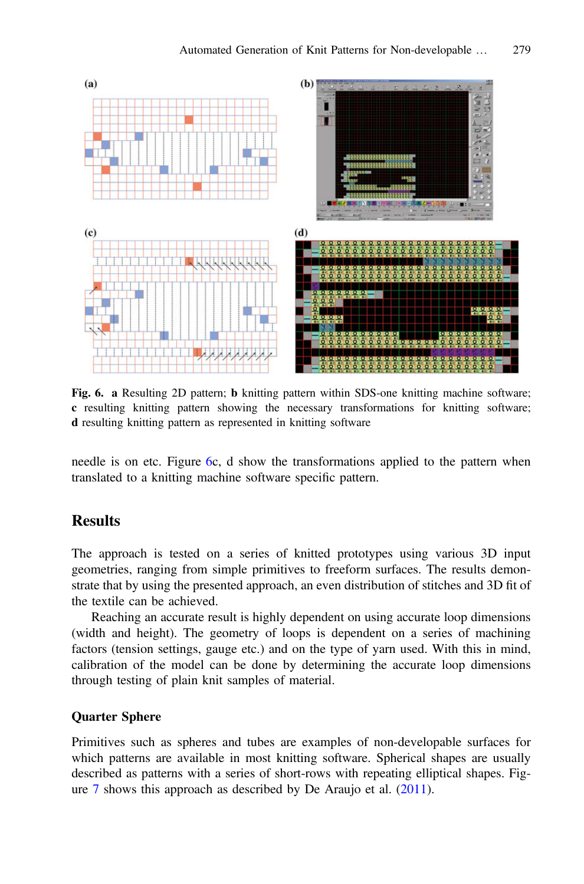**Fig. 6.** **a** Resulting 2D pattern; **b** knitting pattern within SDS-one knitting machine software; **c** resulting knitting pattern showing the necessary transformations for knitting software; **d** resulting knitting pattern as represented in knitting software

needle is on etc. Figure 6c, d show the transformations applied to the pattern when translated to a knitting machine software specific pattern.

## Results

The approach is tested on a series of knitted prototypes using various 3D input geometries, ranging from simple primitives to freeform surfaces. The results demonstrate that by using the presented approach, an even distribution of stitches and 3D fit of the textile can be achieved.

Reaching an accurate result is highly dependent on using accurate loop dimensions (width and height). The geometry of loops is dependent on a series of machining factors (tension settings, gauge etc.) and on the type of yarn used. With this in mind, calibration of the model can be done by determining the accurate loop dimensions through testing of plain knit samples of material.

### Quarter Sphere

Primitives such as spheres and tubes are examples of non-developable surfaces for which patterns are available in most knitting software. Spherical shapes are usually described as patterns with a series of short-rows with repeating elliptical shapes. Figure 7 shows this approach as described by De Araujo et al. (2011).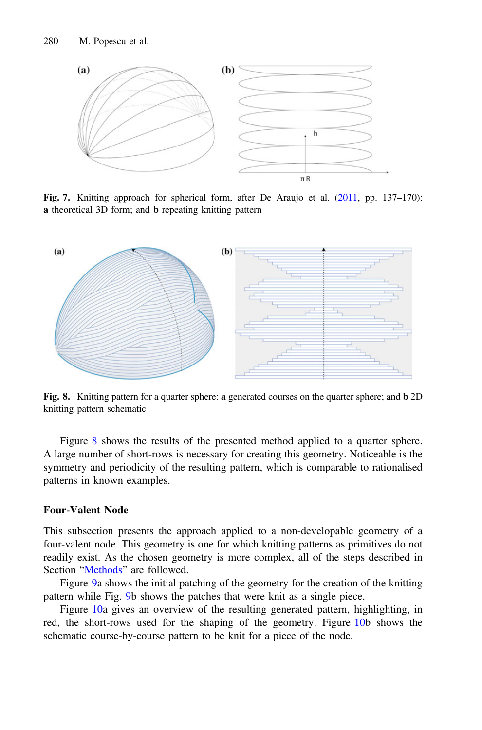Fig. 7. Knitting approach for spherical form, after De Araujo et al. (2011, pp. 137–170): **a** theoretical 3D form; and **b** repeating knitting pattern

Fig. 8. Knitting pattern for a quarter sphere: **a** generated courses on the quarter sphere; and **b** 2D knitting pattern schematic

Figure 8 shows the results of the presented method applied to a quarter sphere. A large number of short-rows is necessary for creating this geometry. Noticeable is the symmetry and periodicity of the resulting pattern, which is comparable to rationalised patterns in known examples.

### Four-Valent Node

This subsection presents the approach applied to a non-developable geometry of a four-valent node. This geometry is one for which knitting patterns as primitives do not readily exist. As the chosen geometry is more complex, all of the steps described in Section "Methods" are followed.

Figure 9a shows the initial patching of the geometry for the creation of the knitting pattern while Fig. 9b shows the patches that were knit as a single piece.

Figure 10a gives an overview of the resulting generated pattern, highlighting, in red, the short-rows used for the shaping of the geometry. Figure 10b shows the schematic course-by-course pattern to be knit for a piece of the node.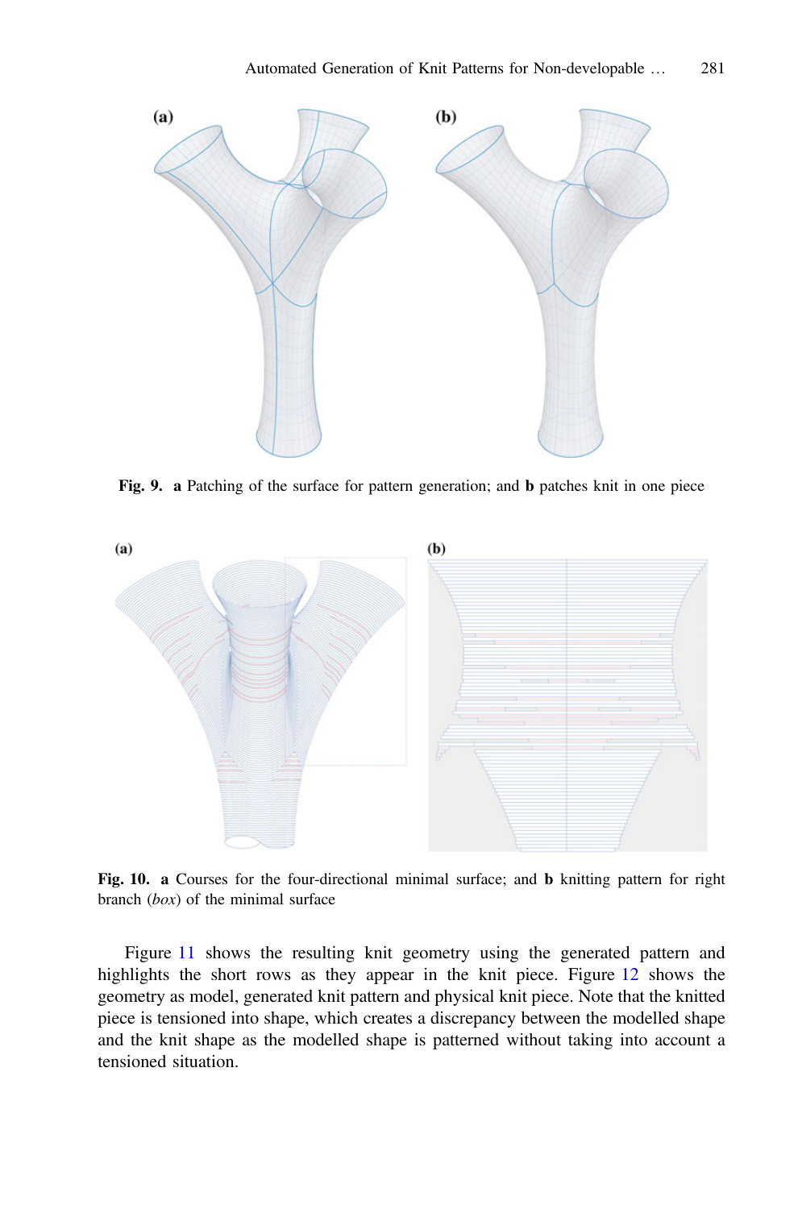**Fig. 9.** **a** Patching of the surface for pattern generation; and **b** patches knit in one piece

**Fig. 10.** **a** Courses for the four-directional minimal surface; and **b** knitting pattern for right branch (*box*) of the minimal surface

Figure 11 shows the resulting knit geometry using the generated pattern and highlights the short rows as they appear in the knit piece. Figure 12 shows the geometry as model, generated knit pattern and physical knit piece. Note that the knitted piece is tensioned into shape, which creates a discrepancy between the modelled shape and the knit shape as the modelled shape is patterned without taking into account a tensioned situation.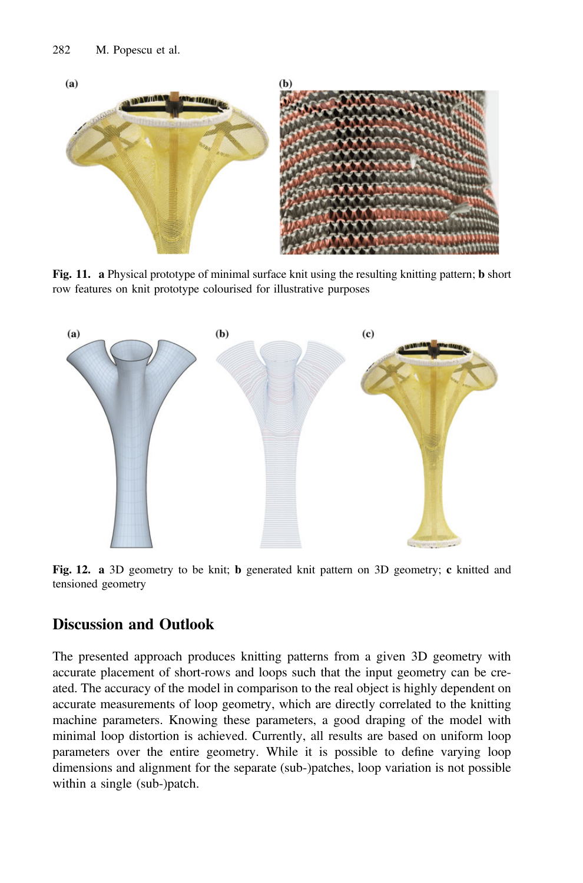**Fig. 11.** **a** Physical prototype of minimal surface knit using the resulting knitting pattern; **b** short row features on knit prototype colourised for illustrative purposes

**Fig. 12.** **a** 3D geometry to be knit; **b** generated knit pattern on 3D geometry; **c** knitted and tensioned geometry

## Discussion and Outlook

The presented approach produces knitting patterns from a given 3D geometry with accurate placement of short-rows and loops such that the input geometry can be created. The accuracy of the model in comparison to the real object is highly dependent on accurate measurements of loop geometry, which are directly correlated to the knitting machine parameters. Knowing these parameters, a good draping of the model with minimal loop distortion is achieved. Currently, all results are based on uniform loop parameters over the entire geometry. While it is possible to define varying loop dimensions and alignment for the separate (sub-)patches, loop variation is not possible within a single (sub-)patch.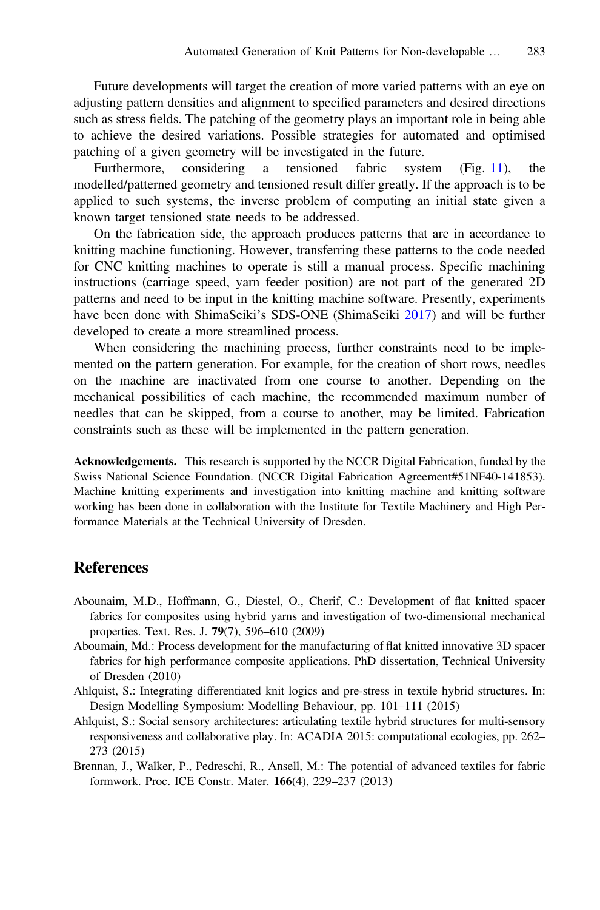Future developments will target the creation of more varied patterns with an eye on adjusting pattern densities and alignment to specified parameters and desired directions such as stress fields. The patching of the geometry plays an important role in being able to achieve the desired variations. Possible strategies for automated and optimised patching of a given geometry will be investigated in the future.

Furthermore, considering a tensioned fabric system (Fig. 11), the modelled/patterned geometry and tensioned result differ greatly. If the approach is to be applied to such systems, the inverse problem of computing an initial state given a known target tensioned state needs to be addressed.

On the fabrication side, the approach produces patterns that are in accordance to knitting machine functioning. However, transferring these patterns to the code needed for CNC knitting machines to operate is still a manual process. Specific machining instructions (carriage speed, yarn feeder position) are not part of the generated 2D patterns and need to be input in the knitting machine software. Presently, experiments have been done with ShimaSeiki's SDS-ONE (ShimaSeiki 2017) and will be further developed to create a more streamlined process.

When considering the machining process, further constraints need to be implemented on the pattern generation. For example, for the creation of short rows, needles on the machine are inactivated from one course to another. Depending on the mechanical possibilities of each machine, the recommended maximum number of needles that can be skipped, from a course to another, may be limited. Fabrication constraints such as these will be implemented in the pattern generation.

**Acknowledgements.** This research is supported by the NCCR Digital Fabrication, funded by the Swiss National Science Foundation. (NCCR Digital Fabrication Agreement#51NF40-141853). Machine knitting experiments and investigation into knitting machine and knitting software working has been done in collaboration with the Institute for Textile Machinery and High Performance Materials at the Technical University of Dresden.

## References

- Abounaim, M.D., Hoffmann, G., Diestel, O., Cherif, C.: Development of flat knitted spacer fabrics for composites using hybrid yarns and investigation of two-dimensional mechanical properties. Text. Res. J. **79**(7), 596–610 (2009)
- Aboumain, Md.: Process development for the manufacturing of flat knitted innovative 3D spacer fabrics for high performance composite applications. PhD dissertation, Technical University of Dresden (2010)
- Ahlquist, S.: Integrating differentiated knit logics and pre-stress in textile hybrid structures. In: Design Modelling Symposium: Modelling Behaviour, pp. 101–111 (2015)
- Ahlquist, S.: Social sensory architectures: articulating textile hybrid structures for multi-sensory responsiveness and collaborative play. In: ACADIA 2015: computational ecologies, pp. 262–273 (2015)
- Brennan, J., Walker, P., Pedreschi, R., Ansell, M.: The potential of advanced textiles for fabric formwork. Proc. ICE Constr. Mater. **166**(4), 229–237 (2013)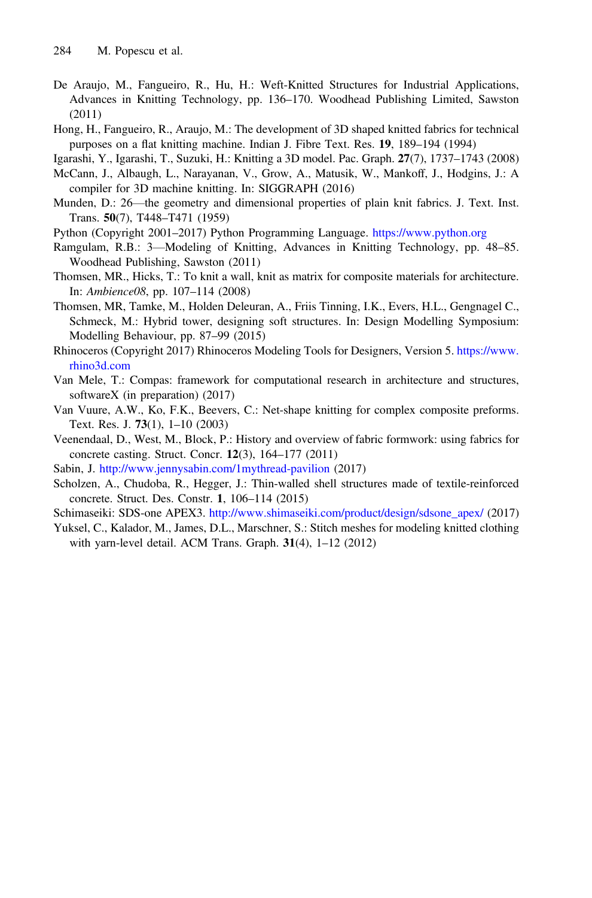De Araujo, M., Fangueiro, R., Hu, H.: Weft-Knitted Structures for Industrial Applications, Advances in Knitting Technology, pp. 136–170. Woodhead Publishing Limited, Sawston (2011)

Hong, H., Fangueiro, R., Araujo, M.: The development of 3D shaped knitted fabrics for technical purposes on a flat knitting machine. Indian J. Fibre Text. Res. **19**, 189–194 (1994)

Igarashi, Y., Igarashi, T., Suzuki, H.: Knitting a 3D model. Pac. Graph. **27**(7), 1737–1743 (2008)

McCann, J., Albaugh, L., Narayanan, V., Grow, A., Matusik, W., Mankoff, J., Hodgins, J.: A compiler for 3D machine knitting. In: SIGGRAPH (2016)

Munden, D.: 26—the geometry and dimensional properties of plain knit fabrics. J. Text. Inst. Trans. **50**(7), T448–T471 (1959)

Python (Copyright 2001–2017) Python Programming Language. https://www.python.org

Ramgulam, R.B.: 3—Modeling of Knitting, Advances in Knitting Technology, pp. 48–85. Woodhead Publishing, Sawston (2011)

Thomsen, MR., Hicks, T.: To knit a wall, knit as matrix for composite materials for architecture. In: *Ambience08*, pp. 107–114 (2008)

Thomsen, MR, Tamke, M., Holden Deleuran, A., Friis Tinning, I.K., Evers, H.L., Gengnagel C., Schmeck, M.: Hybrid tower, designing soft structures. In: Design Modelling Symposium: Modelling Behaviour, pp. 87–99 (2015)

Rhinoceros (Copyright 2017) Rhinoceros Modeling Tools for Designers, Version 5. https://www.rhino3d.com

Van Mele, T.: Compas: framework for computational research in architecture and structures, softwareX (in preparation) (2017)

Van Vuure, A.W., Ko, F.K., Beevers, C.: Net-shape knitting for complex composite preforms. Text. Res. J. **73**(1), 1–10 (2003)

Veenendaal, D., West, M., Block, P.: History and overview of fabric formwork: using fabrics for concrete casting. Struct. Concr. **12**(3), 164–177 (2011)

Sabin, J. http://www.jennysabin.com/1mythread-pavilion (2017)

Scholzen, A., Chudoba, R., Hegger, J.: Thin-walled shell structures made of textile-reinforced concrete. Struct. Des. Constr. **1**, 106–114 (2015)

Schimaseiki: SDS-one APEX3. http://www.shimaseiki.com/product/design/sdsone_apex/ (2017)

Yuksel, C., Kalador, M., James, D.L., Marschner, S.: Stitch meshes for modeling knitted clothing with yarn-level detail. ACM Trans. Graph. **31**(4), 1–12 (2012)